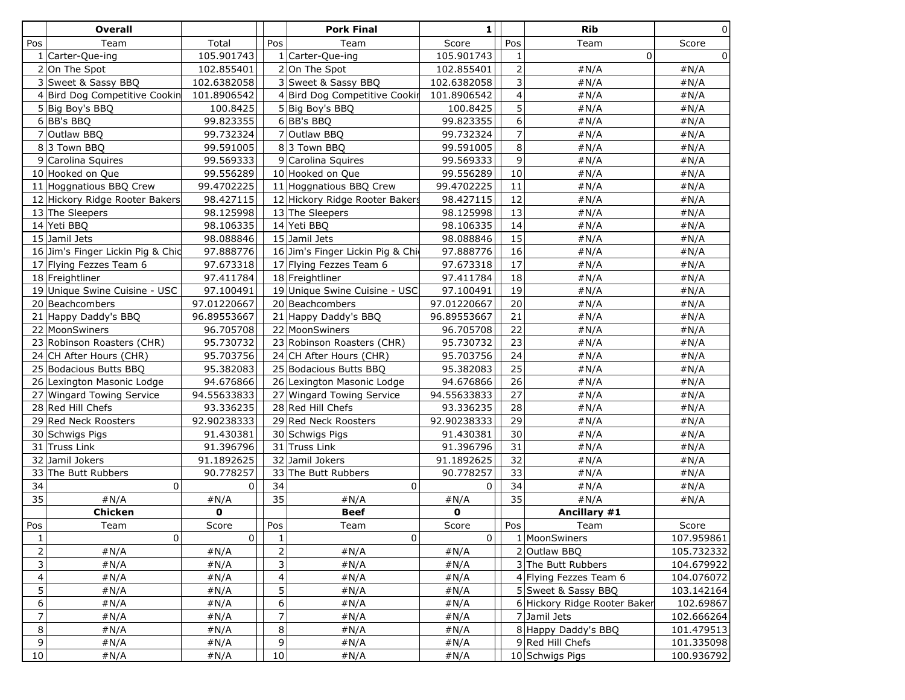| | Overall | | | Pork Final | 1 | | Rib | 0 |
|---|---|---|---|---|---|---|---|---|
| Pos | Team | Total | Pos | Team | Score | Pos | Team | Score |
| 1 | Carter-Que-ing | 105.901743 | 1 | Carter-Que-ing | 105.901743 | 1 | 0 | 0 |
| 2 | On The Spot | 102.855401 | 2 | On The Spot | 102.855401 | 2 | #N/A | #N/A |
| 3 | Sweet & Sassy BBQ | 102.6382058 | 3 | Sweet & Sassy BBQ | 102.6382058 | 3 | #N/A | #N/A |
| 4 | Bird Dog Competitive Cookin | 101.8906542 | 4 | Bird Dog Competitive Cookir | 101.8906542 | 4 | #N/A | #N/A |
| 5 | Big Boy's BBQ | 100.8425 | 5 | Big Boy's BBQ | 100.8425 | 5 | #N/A | #N/A |
| 6 | BB's BBQ | 99.823355 | 6 | BB's BBQ | 99.823355 | 6 | #N/A | #N/A |
| 7 | Outlaw BBQ | 99.732324 | 7 | Outlaw BBQ | 99.732324 | 7 | #N/A | #N/A |
| 8 | 3 Town BBQ | 99.591005 | 8 | 3 Town BBQ | 99.591005 | 8 | #N/A | #N/A |
| 9 | Carolina Squires | 99.569333 | 9 | Carolina Squires | 99.569333 | 9 | #N/A | #N/A |
| 10 | Hooked on Que | 99.556289 | 10 | Hooked on Que | 99.556289 | 10 | #N/A | #N/A |
| 11 | Hoggnatious BBQ Crew | 99.4702225 | 11 | Hoggnatious BBQ Crew | 99.4702225 | 11 | #N/A | #N/A |
| 12 | Hickory Ridge Rooter Bakers | 98.427115 | 12 | Hickory Ridge Rooter Bakers | 98.427115 | 12 | #N/A | #N/A |
| 13 | The Sleepers | 98.125998 | 13 | The Sleepers | 98.125998 | 13 | #N/A | #N/A |
| 14 | Yeti BBQ | 98.106335 | 14 | Yeti BBQ | 98.106335 | 14 | #N/A | #N/A |
| 15 | Jamil Jets | 98.088846 | 15 | Jamil Jets | 98.088846 | 15 | #N/A | #N/A |
| 16 | Jim's Finger Lickin Pig & Chic | 97.888776 | 16 | Jim's Finger Lickin Pig & Chi | 97.888776 | 16 | #N/A | #N/A |
| 17 | Flying Fezzes Team 6 | 97.673318 | 17 | Flying Fezzes Team 6 | 97.673318 | 17 | #N/A | #N/A |
| 18 | Freightliner | 97.411784 | 18 | Freightliner | 97.411784 | 18 | #N/A | #N/A |
| 19 | Unique Swine Cuisine - USC | 97.100491 | 19 | Unique Swine Cuisine - USC | 97.100491 | 19 | #N/A | #N/A |
| 20 | Beachcombers | 97.01220667 | 20 | Beachcombers | 97.01220667 | 20 | #N/A | #N/A |
| 21 | Happy Daddy's BBQ | 96.89553667 | 21 | Happy Daddy's BBQ | 96.89553667 | 21 | #N/A | #N/A |
| 22 | MoonSwiners | 96.705708 | 22 | MoonSwiners | 96.705708 | 22 | #N/A | #N/A |
| 23 | Robinson Roasters (CHR) | 95.730732 | 23 | Robinson Roasters (CHR) | 95.730732 | 23 | #N/A | #N/A |
| 24 | CH After Hours (CHR) | 95.703756 | 24 | CH After Hours (CHR) | 95.703756 | 24 | #N/A | #N/A |
| 25 | Bodacious Butts BBQ | 95.382083 | 25 | Bodacious Butts BBQ | 95.382083 | 25 | #N/A | #N/A |
| 26 | Lexington Masonic Lodge | 94.676866 | 26 | Lexington Masonic Lodge | 94.676866 | 26 | #N/A | #N/A |
| 27 | Wingard Towing Service | 94.55633833 | 27 | Wingard Towing Service | 94.55633833 | 27 | #N/A | #N/A |
| 28 | Red Hill Chefs | 93.336235 | 28 | Red Hill Chefs | 93.336235 | 28 | #N/A | #N/A |
| 29 | Red Neck Roosters | 92.90238333 | 29 | Red Neck Roosters | 92.90238333 | 29 | #N/A | #N/A |
| 30 | Schwigs Pigs | 91.430381 | 30 | Schwigs Pigs | 91.430381 | 30 | #N/A | #N/A |
| 31 | Truss Link | 91.396796 | 31 | Truss Link | 91.396796 | 31 | #N/A | #N/A |
| 32 | Jamil Jokers | 91.1892625 | 32 | Jamil Jokers | 91.1892625 | 32 | #N/A | #N/A |
| 33 | The Butt Rubbers | 90.778257 | 33 | The Butt Rubbers | 90.778257 | 33 | #N/A | #N/A |
| 34 | 0 | 0 | 34 | 0 | 0 | 34 | #N/A | #N/A |
| 35 | #N/A | #N/A | 35 | #N/A | #N/A | 35 | #N/A | #N/A |

| | Chicken | 0 | | Beef | 0 | | Ancillary #1 | |
|---|---|---|---|---|---|---|---|---|
| Pos | Team | Score | Pos | Team | Score | Pos | Team | Score |
| 1 | 0 | 0 | 1 | 0 | 0 | 1 | MoonSwiners | 107.959861 |
| 2 | #N/A | #N/A | 2 | #N/A | #N/A | 2 | Outlaw BBQ | 105.732332 |
| 3 | #N/A | #N/A | 3 | #N/A | #N/A | 3 | The Butt Rubbers | 104.679922 |
| 4 | #N/A | #N/A | 4 | #N/A | #N/A | 4 | Flying Fezzes Team 6 | 104.076072 |
| 5 | #N/A | #N/A | 5 | #N/A | #N/A | 5 | Sweet & Sassy BBQ | 103.142164 |
| 6 | #N/A | #N/A | 6 | #N/A | #N/A | 6 | Hickory Ridge Rooter Baker | 102.69867 |
| 7 | #N/A | #N/A | 7 | #N/A | #N/A | 7 | Jamil Jets | 102.666264 |
| 8 | #N/A | #N/A | 8 | #N/A | #N/A | 8 | Happy Daddy's BBQ | 101.479513 |
| 9 | #N/A | #N/A | 9 | #N/A | #N/A | 9 | Red Hill Chefs | 101.335098 |
| 10 | #N/A | #N/A | 10 | #N/A | #N/A | 10 | Schwigs Pigs | 100.936792 |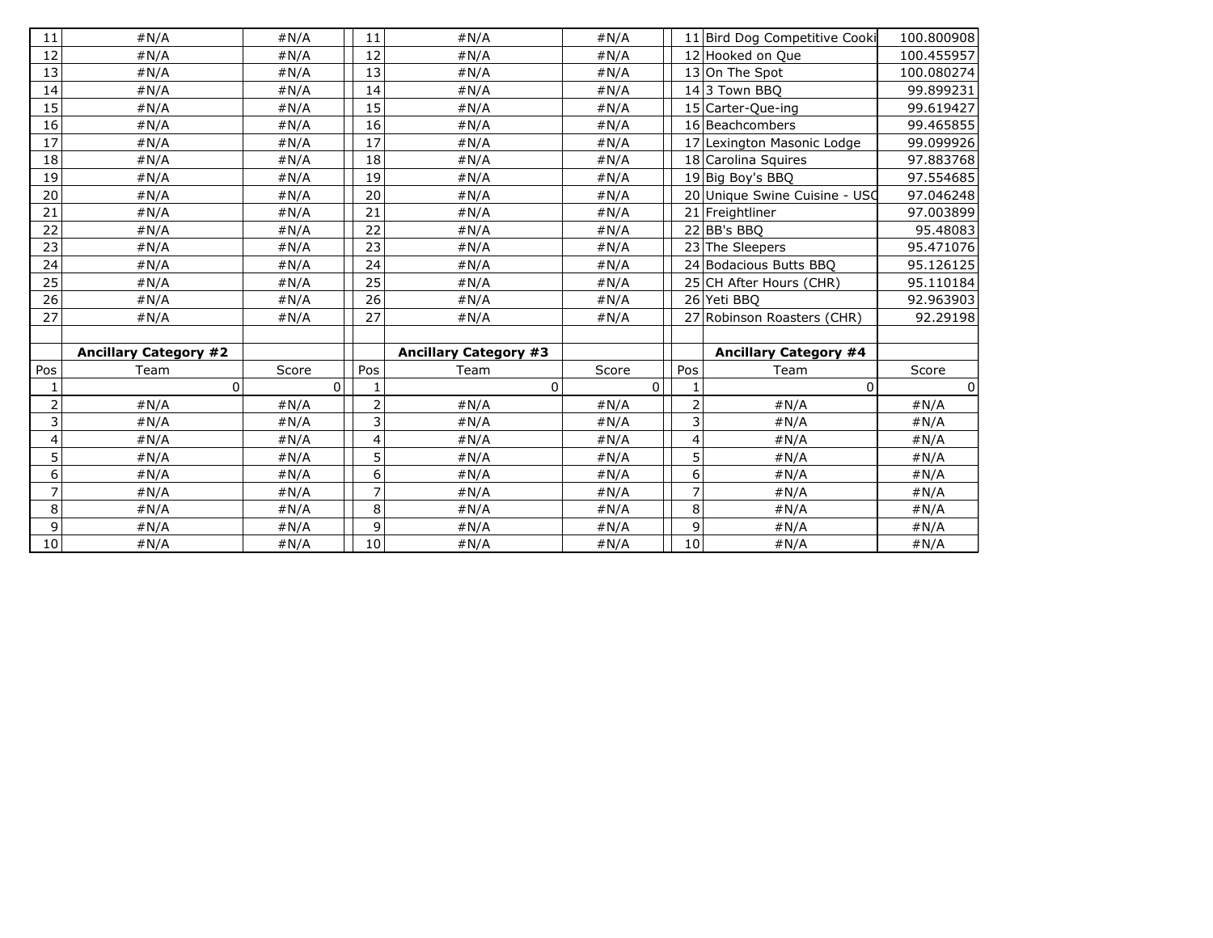| | | | | | | | | |
|---|---|---|---|---|---|---|---|---|
| 11 | #N/A | #N/A | 11 | #N/A | #N/A | 11 | Bird Dog Competitive Cooki | 100.800908 |
| 12 | #N/A | #N/A | 12 | #N/A | #N/A | 12 | Hooked on Que | 100.455957 |
| 13 | #N/A | #N/A | 13 | #N/A | #N/A | 13 | On The Spot | 100.080274 |
| 14 | #N/A | #N/A | 14 | #N/A | #N/A | 14 | 3 Town BBQ | 99.899231 |
| 15 | #N/A | #N/A | 15 | #N/A | #N/A | 15 | Carter-Que-ing | 99.619427 |
| 16 | #N/A | #N/A | 16 | #N/A | #N/A | 16 | Beachcombers | 99.465855 |
| 17 | #N/A | #N/A | 17 | #N/A | #N/A | 17 | Lexington Masonic Lodge | 99.099926 |
| 18 | #N/A | #N/A | 18 | #N/A | #N/A | 18 | Carolina Squires | 97.883768 |
| 19 | #N/A | #N/A | 19 | #N/A | #N/A | 19 | Big Boy's BBQ | 97.554685 |
| 20 | #N/A | #N/A | 20 | #N/A | #N/A | 20 | Unique Swine Cuisine - USC | 97.046248 |
| 21 | #N/A | #N/A | 21 | #N/A | #N/A | 21 | Freightliner | 97.003899 |
| 22 | #N/A | #N/A | 22 | #N/A | #N/A | 22 | BB's BBQ | 95.48083 |
| 23 | #N/A | #N/A | 23 | #N/A | #N/A | 23 | The Sleepers | 95.471076 |
| 24 | #N/A | #N/A | 24 | #N/A | #N/A | 24 | Bodacious Butts BBQ | 95.126125 |
| 25 | #N/A | #N/A | 25 | #N/A | #N/A | 25 | CH After Hours (CHR) | 95.110184 |
| 26 | #N/A | #N/A | 26 | #N/A | #N/A | 26 | Yeti BBQ | 92.963903 |
| 27 | #N/A | #N/A | 27 | #N/A | #N/A | 27 | Robinson Roasters (CHR) | 92.29198 |

| | **Ancillary Category #2** | | | **Ancillary Category #3** | | | **Ancillary Category #4** | |
|---|---|---|---|---|---|---|---|---|
| Pos | Team | Score | Pos | Team | Score | Pos | Team | Score |
| 1 | 0 | 0 | 1 | 0 | 0 | 1 | 0 | 0 |
| 2 | #N/A | #N/A | 2 | #N/A | #N/A | 2 | #N/A | #N/A |
| 3 | #N/A | #N/A | 3 | #N/A | #N/A | 3 | #N/A | #N/A |
| 4 | #N/A | #N/A | 4 | #N/A | #N/A | 4 | #N/A | #N/A |
| 5 | #N/A | #N/A | 5 | #N/A | #N/A | 5 | #N/A | #N/A |
| 6 | #N/A | #N/A | 6 | #N/A | #N/A | 6 | #N/A | #N/A |
| 7 | #N/A | #N/A | 7 | #N/A | #N/A | 7 | #N/A | #N/A |
| 8 | #N/A | #N/A | 8 | #N/A | #N/A | 8 | #N/A | #N/A |
| 9 | #N/A | #N/A | 9 | #N/A | #N/A | 9 | #N/A | #N/A |
| 10 | #N/A | #N/A | 10 | #N/A | #N/A | 10 | #N/A | #N/A |